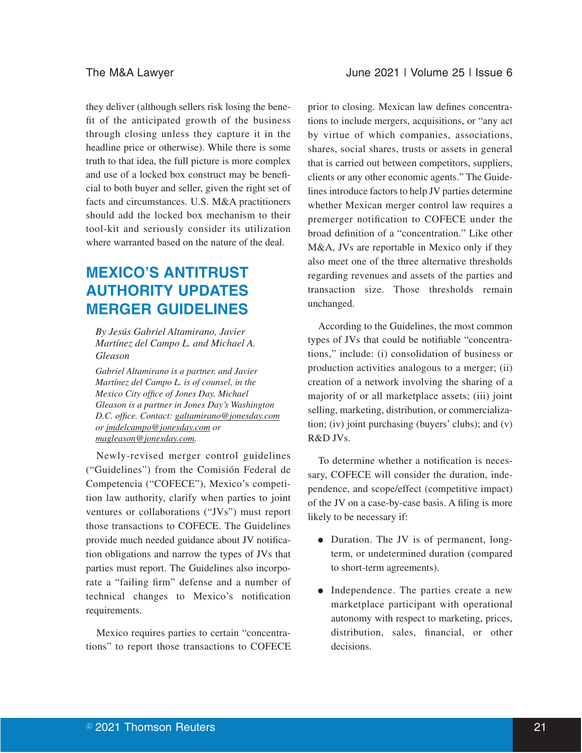they deliver (although sellers risk losing the benefit of the anticipated growth of the business through closing unless they capture it in the headline price or otherwise). While there is some truth to that idea, the full picture is more complex and use of a locked box construct may be beneficial to both buyer and seller, given the right set of facts and circumstances. U.S. M&A practitioners should add the locked box mechanism to their tool-kit and seriously consider its utilization where warranted based on the nature of the deal.

## MEXICO'S ANTITRUST AUTHORITY UPDATES MERGER GUIDELINES

*By Jesús Gabriel Altamirano, Javier Martínez del Campo L. and Michael A. Gleason*

*Gabriel Altamirano is a partner, and Javier Martínez del Campo L. is of counsel, in the Mexico City office of Jones Day. Michael Gleason is a partner in Jones Day's Washington D.C. office. Contact: galtamirano@jonesday.com or jmdelcampo@jonesday.com or magleason@jonesday.com.*

Newly-revised merger control guidelines ("Guidelines") from the Comisión Federal de Competencia ("COFECE"), Mexico's competition law authority, clarify when parties to joint ventures or collaborations ("JVs") must report those transactions to COFECE. The Guidelines provide much needed guidance about JV notification obligations and narrow the types of JVs that parties must report. The Guidelines also incorporate a "failing firm" defense and a number of technical changes to Mexico's notification requirements.

Mexico requires parties to certain "concentrations" to report those transactions to COFECE prior to closing. Mexican law defines concentrations to include mergers, acquisitions, or "any act by virtue of which companies, associations, shares, social shares, trusts or assets in general that is carried out between competitors, suppliers, clients or any other economic agents." The Guidelines introduce factors to help JV parties determine whether Mexican merger control law requires a premerger notification to COFECE under the broad definition of a "concentration." Like other M&A, JVs are reportable in Mexico only if they also meet one of the three alternative thresholds regarding revenues and assets of the parties and transaction size. Those thresholds remain unchanged.

According to the Guidelines, the most common types of JVs that could be notifiable "concentrations," include: (i) consolidation of business or production activities analogous to a merger; (ii) creation of a network involving the sharing of a majority of or all marketplace assets; (iii) joint selling, marketing, distribution, or commercialization; (iv) joint purchasing (buyers' clubs); and (v) R&D JVs.

To determine whether a notification is necessary, COFECE will consider the duration, independence, and scope/effect (competitive impact) of the JV on a case-by-case basis. A filing is more likely to be necessary if:

- Duration. The JV is of permanent, long-term, or undetermined duration (compared to short-term agreements).
- Independence. The parties create a new marketplace participant with operational autonomy with respect to marketing, prices, distribution, sales, financial, or other decisions.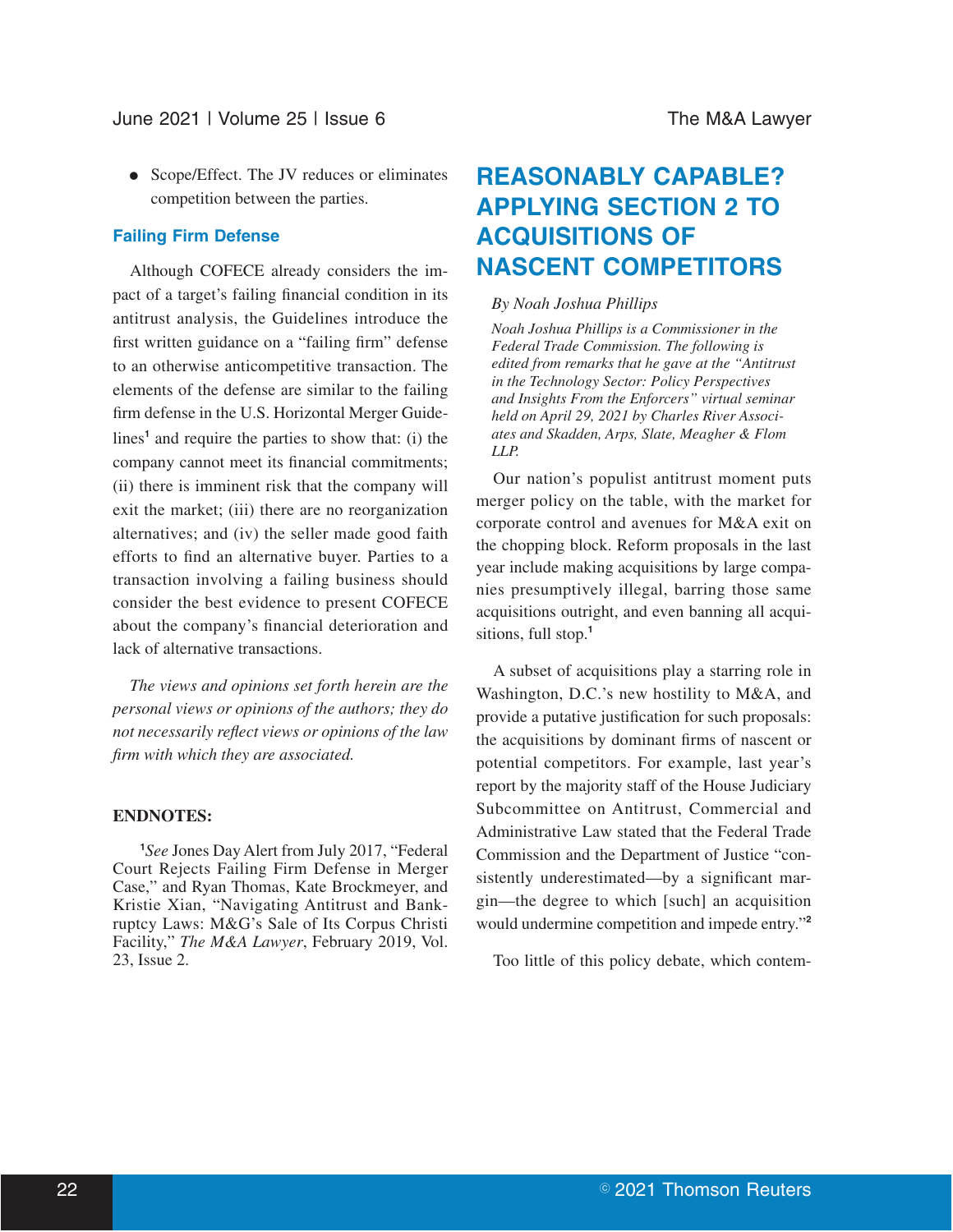- Scope/Effect. The JV reduces or eliminates competition between the parties.

### Failing Firm Defense

Although COFECE already considers the impact of a target's failing financial condition in its antitrust analysis, the Guidelines introduce the first written guidance on a "failing firm" defense to an otherwise anticompetitive transaction. The elements of the defense are similar to the failing firm defense in the U.S. Horizontal Merger Guidelines[1] and require the parties to show that: (i) the company cannot meet its financial commitments; (ii) there is imminent risk that the company will exit the market; (iii) there are no reorganization alternatives; and (iv) the seller made good faith efforts to find an alternative buyer. Parties to a transaction involving a failing business should consider the best evidence to present COFECE about the company's financial deterioration and lack of alternative transactions.

*The views and opinions set forth herein are the personal views or opinions of the authors; they do not necessarily reflect views or opinions of the law firm with which they are associated.*

**ENDNOTES:**

[1]*See* Jones Day Alert from July 2017, "Federal Court Rejects Failing Firm Defense in Merger Case," and Ryan Thomas, Kate Brockmeyer, and Kristie Xian, "Navigating Antitrust and Bankruptcy Laws: M&G's Sale of Its Corpus Christi Facility," *The M&A Lawyer*, February 2019, Vol. 23, Issue 2.

# REASONABLY CAPABLE? APPLYING SECTION 2 TO ACQUISITIONS OF NASCENT COMPETITORS

*By Noah Joshua Phillips*

*Noah Joshua Phillips is a Commissioner in the Federal Trade Commission. The following is edited from remarks that he gave at the "Antitrust in the Technology Sector: Policy Perspectives and Insights From the Enforcers" virtual seminar held on April 29, 2021 by Charles River Associates and Skadden, Arps, Slate, Meagher & Flom LLP.*

Our nation's populist antitrust moment puts merger policy on the table, with the market for corporate control and avenues for M&A exit on the chopping block. Reform proposals in the last year include making acquisitions by large companies presumptively illegal, barring those same acquisitions outright, and even banning all acquisitions, full stop.[1]

A subset of acquisitions play a starring role in Washington, D.C.'s new hostility to M&A, and provide a putative justification for such proposals: the acquisitions by dominant firms of nascent or potential competitors. For example, last year's report by the majority staff of the House Judiciary Subcommittee on Antitrust, Commercial and Administrative Law stated that the Federal Trade Commission and the Department of Justice "consistently underestimated—by a significant margin—the degree to which [such] an acquisition would undermine competition and impede entry."[2]

Too little of this policy debate, which contem-